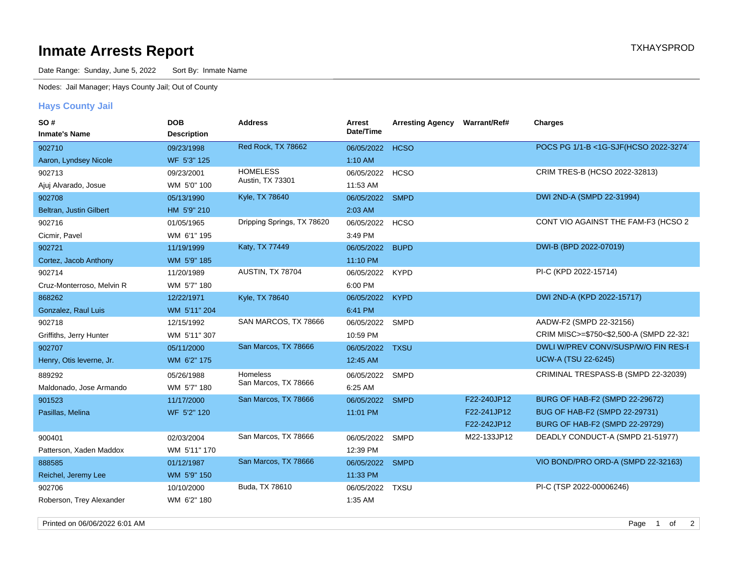# Inmate Arrests Report

TXHAYSPROD

Date Range: Sunday, June 5, 2022 Sort By: Inmate Name

Nodes: Jail Manager; Hays County Jail; Out of County

## Hays County Jail

| SO # / Inmate's Name | DOB / Description | Address | Arrest Date/Time | Arresting Agency | Warrant/Ref# | Charges |
|---|---|---|---|---|---|---|
| 902710<br>Aaron, Lyndsey Nicole | 09/23/1998<br>WF 5'3" 125 | Red Rock, TX 78662 | 06/05/2022<br>1:10 AM | HCSO | | POCS PG 1/1-B <1G-SJF(HCSO 2022-3274 |
| 902713<br>Ajuj Alvarado, Josue | 09/23/2001<br>WM 5'0" 100 | HOMELESS<br>Austin, TX 73301 | 06/05/2022<br>11:53 AM | HCSO | | CRIM TRES-B (HCSO 2022-32813) |
| 902708<br>Beltran, Justin Gilbert | 05/13/1990<br>HM 5'9" 210 | Kyle, TX 78640 | 06/05/2022<br>2:03 AM | SMPD | | DWI 2ND-A (SMPD 22-31994) |
| 902716<br>Cicmir, Pavel | 01/05/1965<br>WM 6'1" 195 | Dripping Springs, TX 78620 | 06/05/2022<br>3:49 PM | HCSO | | CONT VIO AGAINST THE FAM-F3 (HCSO 2 |
| 902721<br>Cortez, Jacob Anthony | 11/19/1999<br>WM 5'9" 185 | Katy, TX 77449 | 06/05/2022<br>11:10 PM | BUPD | | DWI-B (BPD 2022-07019) |
| 902714<br>Cruz-Monterroso, Melvin R | 11/20/1989<br>WM 5'7" 180 | AUSTIN, TX 78704 | 06/05/2022<br>6:00 PM | KYPD | | PI-C (KPD 2022-15714) |
| 868262<br>Gonzalez, Raul Luis | 12/22/1971<br>WM 5'11" 204 | Kyle, TX 78640 | 06/05/2022<br>6:41 PM | KYPD | | DWI 2ND-A (KPD 2022-15717) |
| 902718<br>Griffiths, Jerry Hunter | 12/15/1992<br>WM 5'11" 307 | SAN MARCOS, TX 78666 | 06/05/2022<br>10:59 PM | SMPD | | AADW-F2 (SMPD 22-32156)<br>CRIM MISC>=$750<$2,500-A (SMPD 22-321 |
| 902707<br>Henry, Otis leverne, Jr. | 05/11/2000<br>WM 6'2" 175 | San Marcos, TX 78666 | 06/05/2022<br>12:45 AM | TXSU | | DWLI W/PREV CONV/SUSP/W/O FIN RES-I<br>UCW-A (TSU 22-6245) |
| 889292<br>Maldonado, Jose Armando | 05/26/1988<br>WM 5'7" 180 | Homeless<br>San Marcos, TX 78666 | 06/05/2022<br>6:25 AM | SMPD | | CRIMINAL TRESPASS-B (SMPD 22-32039) |
| 901523<br>Pasillas, Melina | 11/17/2000<br>WF 5'2" 120 | San Marcos, TX 78666 | 06/05/2022<br>11:01 PM | SMPD | F22-240JP12<br>F22-241JP12<br>F22-242JP12 | BURG OF HAB-F2 (SMPD 22-29672)<br>BUG OF HAB-F2 (SMPD 22-29731)<br>BURG OF HAB-F2 (SMPD 22-29729) |
| 900401<br>Patterson, Xaden Maddox | 02/03/2004<br>WM 5'11" 170 | San Marcos, TX 78666 | 06/05/2022<br>12:39 PM | SMPD | M22-133JP12 | DEADLY CONDUCT-A (SMPD 21-51977) |
| 888585<br>Reichel, Jeremy Lee | 01/12/1987<br>WM 5'9" 150 | San Marcos, TX 78666 | 06/05/2022<br>11:33 PM | SMPD | | VIO BOND/PRO ORD-A (SMPD 22-32163) |
| 902706<br>Roberson, Trey Alexander | 10/10/2000<br>WM 6'2" 180 | Buda, TX 78610 | 06/05/2022<br>1:35 AM | TXSU | | PI-C (TSP 2022-00006246) |

Printed on 06/06/2022 6:01 AM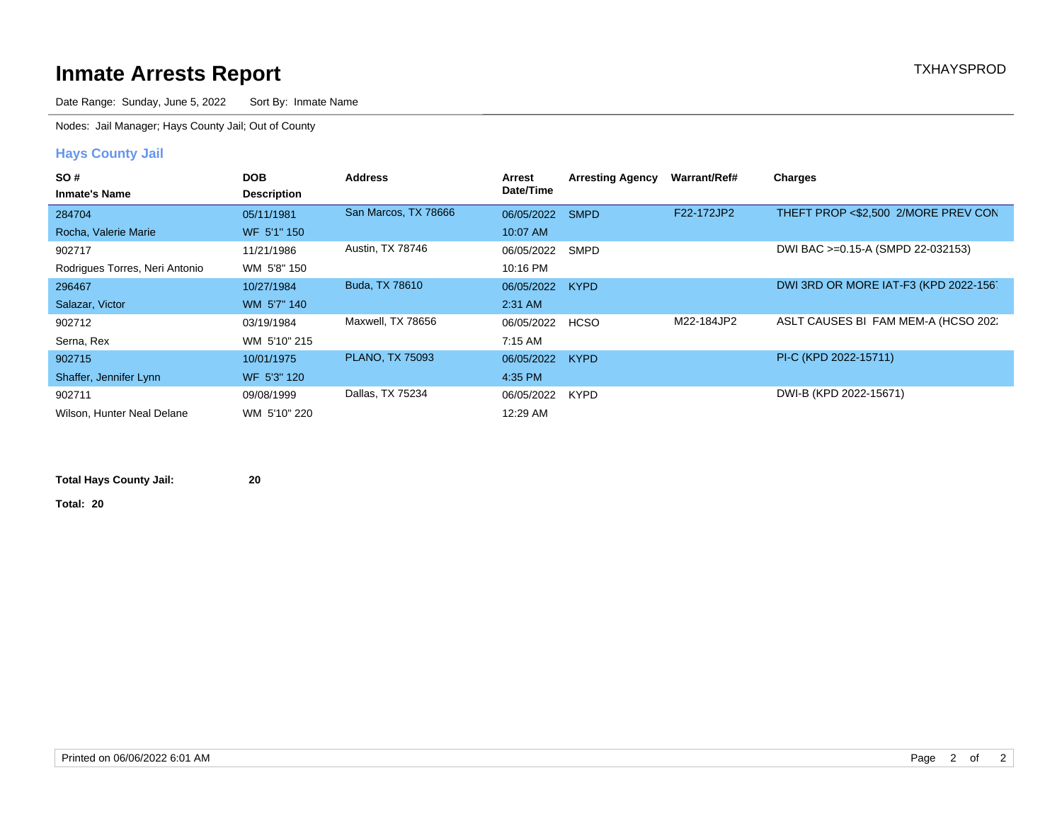# Inmate Arrests Report

TXHAYSPROD

Date Range: Sunday, June 5, 2022 Sort By: Inmate Name

Nodes: Jail Manager; Hays County Jail; Out of County

## Hays County Jail

| SO #<br>Inmate's Name | DOB<br>Description | Address | Arrest Date/Time | Arresting Agency | Warrant/Ref# | Charges |
|---|---|---|---|---|---|---|
| 284704<br>Rocha, Valerie Marie | 05/11/1981<br>WF 5'1" 150 | San Marcos, TX 78666 | 06/05/2022<br>10:07 AM | SMPD | F22-172JP2 | THEFT PROP <$2,500 2/MORE PREV CON |
| 902717<br>Rodrigues Torres, Neri Antonio | 11/21/1986<br>WM 5'8" 150 | Austin, TX 78746 | 06/05/2022<br>10:16 PM | SMPD | | DWI BAC >=0.15-A (SMPD 22-032153) |
| 296467<br>Salazar, Victor | 10/27/1984<br>WM 5'7" 140 | Buda, TX 78610 | 06/05/2022<br>2:31 AM | KYPD | | DWI 3RD OR MORE IAT-F3 (KPD 2022-156 |
| 902712<br>Serna, Rex | 03/19/1984<br>WM 5'10" 215 | Maxwell, TX 78656 | 06/05/2022<br>7:15 AM | HCSO | M22-184JP2 | ASLT CAUSES BI FAM MEM-A (HCSO 202 |
| 902715<br>Shaffer, Jennifer Lynn | 10/01/1975<br>WF 5'3" 120 | PLANO, TX 75093 | 06/05/2022<br>4:35 PM | KYPD | | PI-C (KPD 2022-15711) |
| 902711<br>Wilson, Hunter Neal Delane | 09/08/1999<br>WM 5'10" 220 | Dallas, TX 75234 | 06/05/2022<br>12:29 AM | KYPD | | DWI-B (KPD 2022-15671) |

**Total Hays County Jail: 20**

**Total: 20**

Printed on 06/06/2022 6:01 AM